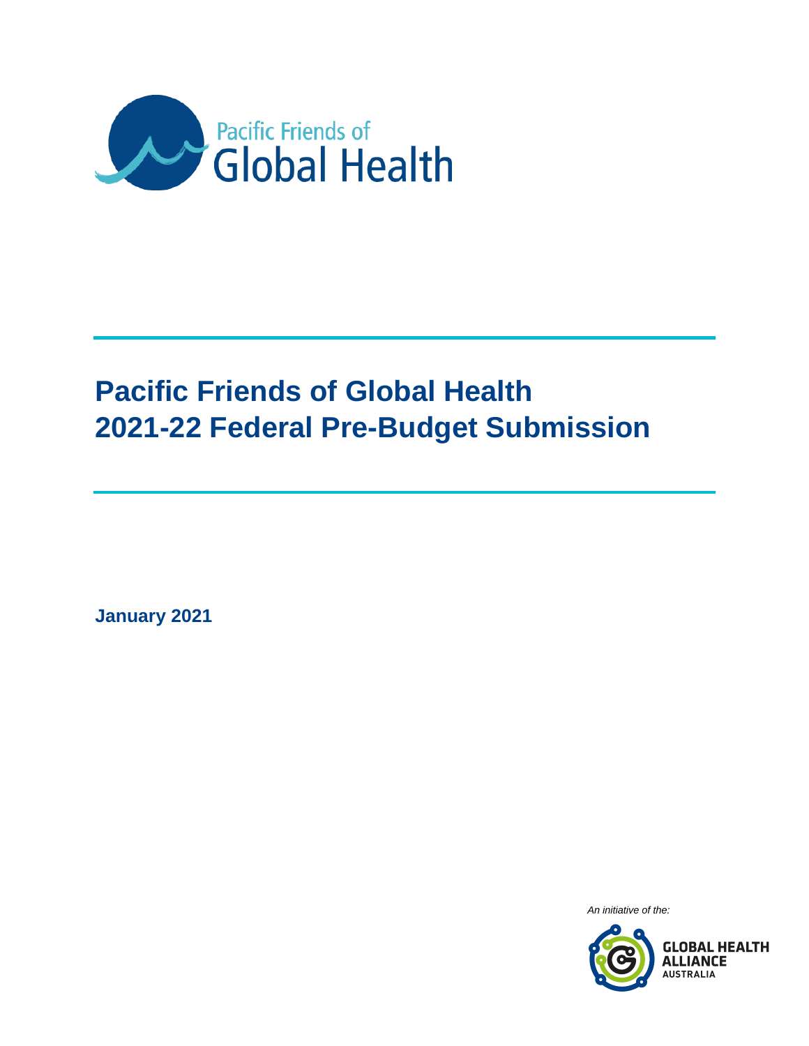Pacific Friends of Global Health

# Pacific Friends of Global Health 2021-22 Federal Pre-Budget Submission

**January 2021**

*An initiative of the:*

GLOBAL HEALTH ALLIANCE AUSTRALIA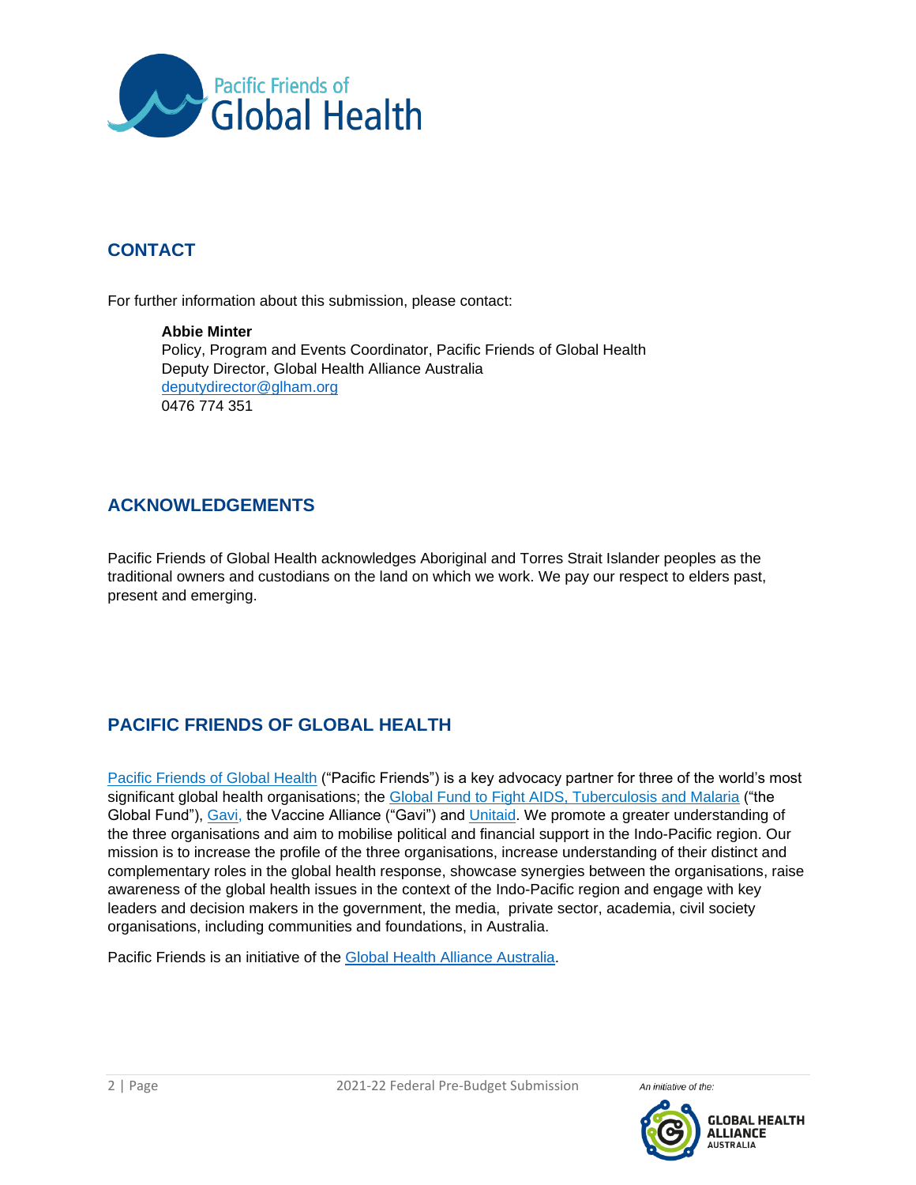## CONTACT

For further information about this submission, please contact:

**Abbie Minter**
Policy, Program and Events Coordinator, Pacific Friends of Global Health
Deputy Director, Global Health Alliance Australia
deputydirector@glham.org
0476 774 351

## ACKNOWLEDGEMENTS

Pacific Friends of Global Health acknowledges Aboriginal and Torres Strait Islander peoples as the traditional owners and custodians on the land on which we work. We pay our respect to elders past, present and emerging.

## PACIFIC FRIENDS OF GLOBAL HEALTH

Pacific Friends of Global Health ("Pacific Friends") is a key advocacy partner for three of the world's most significant global health organisations; the Global Fund to Fight AIDS, Tuberculosis and Malaria ("the Global Fund"), Gavi, the Vaccine Alliance ("Gavi") and Unitaid. We promote a greater understanding of the three organisations and aim to mobilise political and financial support in the Indo-Pacific region. Our mission is to increase the profile of the three organisations, increase understanding of their distinct and complementary roles in the global health response, showcase synergies between the organisations, raise awareness of the global health issues in the context of the Indo-Pacific region and engage with key leaders and decision makers in the government, the media, private sector, academia, civil society organisations, including communities and foundations, in Australia.

Pacific Friends is an initiative of the Global Health Alliance Australia.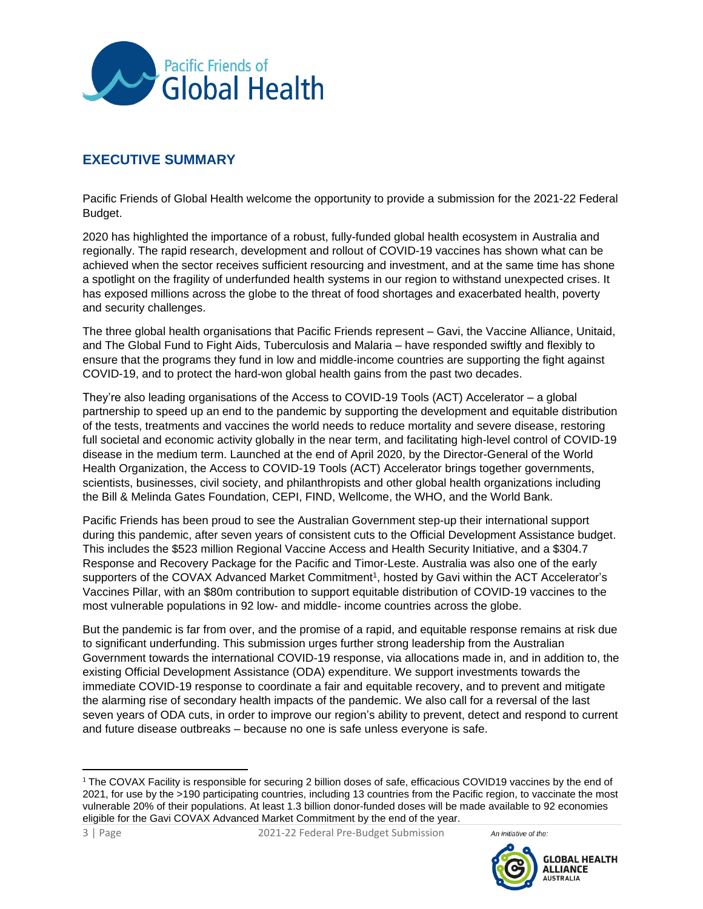## EXECUTIVE SUMMARY

Pacific Friends of Global Health welcome the opportunity to provide a submission for the 2021-22 Federal Budget.

2020 has highlighted the importance of a robust, fully-funded global health ecosystem in Australia and regionally. The rapid research, development and rollout of COVID-19 vaccines has shown what can be achieved when the sector receives sufficient resourcing and investment, and at the same time has shone a spotlight on the fragility of underfunded health systems in our region to withstand unexpected crises. It has exposed millions across the globe to the threat of food shortages and exacerbated health, poverty and security challenges.

The three global health organisations that Pacific Friends represent – Gavi, the Vaccine Alliance, Unitaid, and The Global Fund to Fight Aids, Tuberculosis and Malaria – have responded swiftly and flexibly to ensure that the programs they fund in low and middle-income countries are supporting the fight against COVID-19, and to protect the hard-won global health gains from the past two decades.

They're also leading organisations of the Access to COVID-19 Tools (ACT) Accelerator – a global partnership to speed up an end to the pandemic by supporting the development and equitable distribution of the tests, treatments and vaccines the world needs to reduce mortality and severe disease, restoring full societal and economic activity globally in the near term, and facilitating high-level control of COVID-19 disease in the medium term. Launched at the end of April 2020, by the Director-General of the World Health Organization, the Access to COVID-19 Tools (ACT) Accelerator brings together governments, scientists, businesses, civil society, and philanthropists and other global health organizations including the Bill & Melinda Gates Foundation, CEPI, FIND, Wellcome, the WHO, and the World Bank.

Pacific Friends has been proud to see the Australian Government step-up their international support during this pandemic, after seven years of consistent cuts to the Official Development Assistance budget. This includes the $523 million Regional Vaccine Access and Health Security Initiative, and a $304.7 Response and Recovery Package for the Pacific and Timor-Leste. Australia was also one of the early supporters of the COVAX Advanced Market Commitment[1], hosted by Gavi within the ACT Accelerator's Vaccines Pillar, with an $80m contribution to support equitable distribution of COVID-19 vaccines to the most vulnerable populations in 92 low- and middle- income countries across the globe.

But the pandemic is far from over, and the promise of a rapid, and equitable response remains at risk due to significant underfunding. This submission urges further strong leadership from the Australian Government towards the international COVID-19 response, via allocations made in, and in addition to, the existing Official Development Assistance (ODA) expenditure. We support investments towards the immediate COVID-19 response to coordinate a fair and equitable recovery, and to prevent and mitigate the alarming rise of secondary health impacts of the pandemic. We also call for a reversal of the last seven years of ODA cuts, in order to improve our region's ability to prevent, detect and respond to current and future disease outbreaks – because no one is safe unless everyone is safe.

---

[1] The COVAX Facility is responsible for securing 2 billion doses of safe, efficacious COVID19 vaccines by the end of 2021, for use by the >190 participating countries, including 13 countries from the Pacific region, to vaccinate the most vulnerable 20% of their populations. At least 1.3 billion donor-funded doses will be made available to 92 economies eligible for the Gavi COVAX Advanced Market Commitment by the end of the year.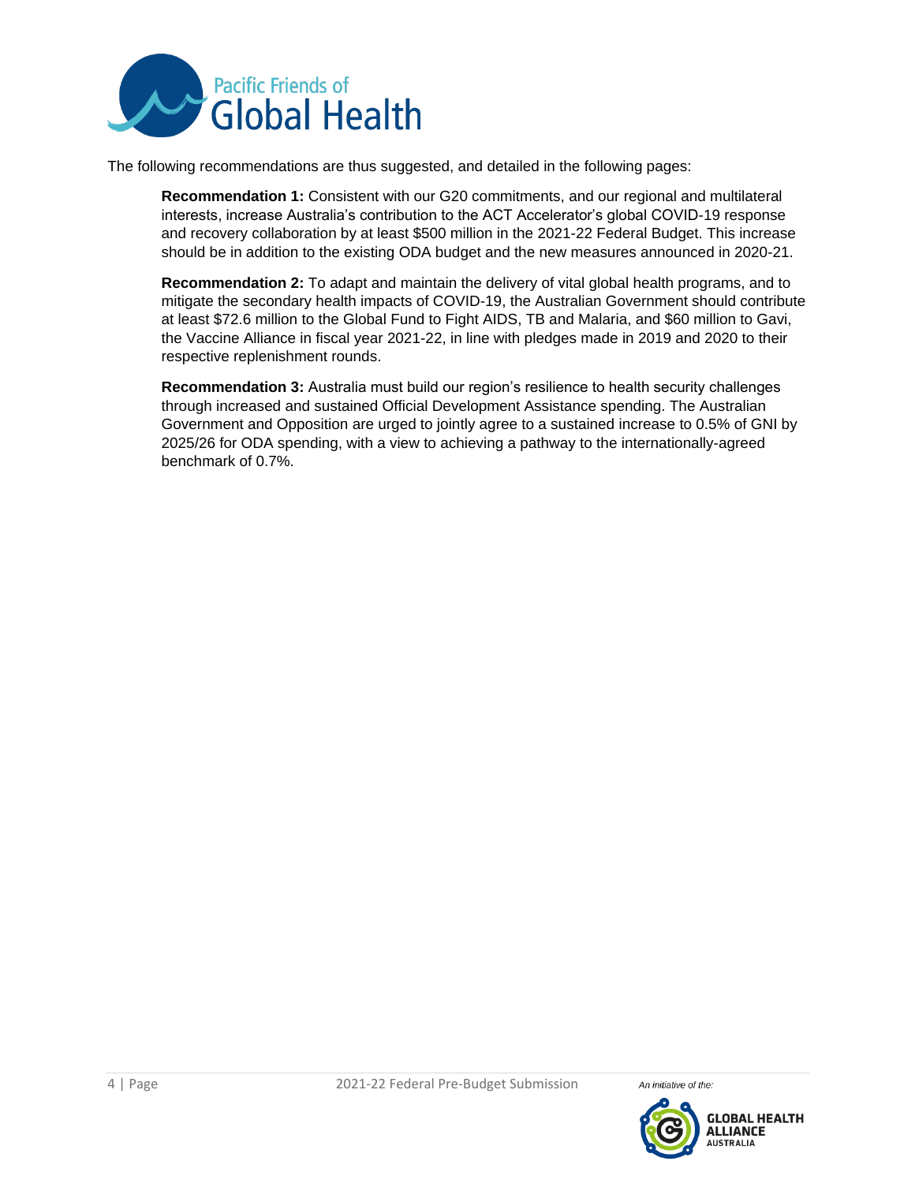The following recommendations are thus suggested, and detailed in the following pages:

**Recommendation 1:** Consistent with our G20 commitments, and our regional and multilateral interests, increase Australia's contribution to the ACT Accelerator's global COVID-19 response and recovery collaboration by at least $500 million in the 2021-22 Federal Budget. This increase should be in addition to the existing ODA budget and the new measures announced in 2020-21.

**Recommendation 2:** To adapt and maintain the delivery of vital global health programs, and to mitigate the secondary health impacts of COVID-19, the Australian Government should contribute at least $72.6 million to the Global Fund to Fight AIDS, TB and Malaria, and $60 million to Gavi, the Vaccine Alliance in fiscal year 2021-22, in line with pledges made in 2019 and 2020 to their respective replenishment rounds.

**Recommendation 3:** Australia must build our region's resilience to health security challenges through increased and sustained Official Development Assistance spending. The Australian Government and Opposition are urged to jointly agree to a sustained increase to 0.5% of GNI by 2025/26 for ODA spending, with a view to achieving a pathway to the internationally-agreed benchmark of 0.7%.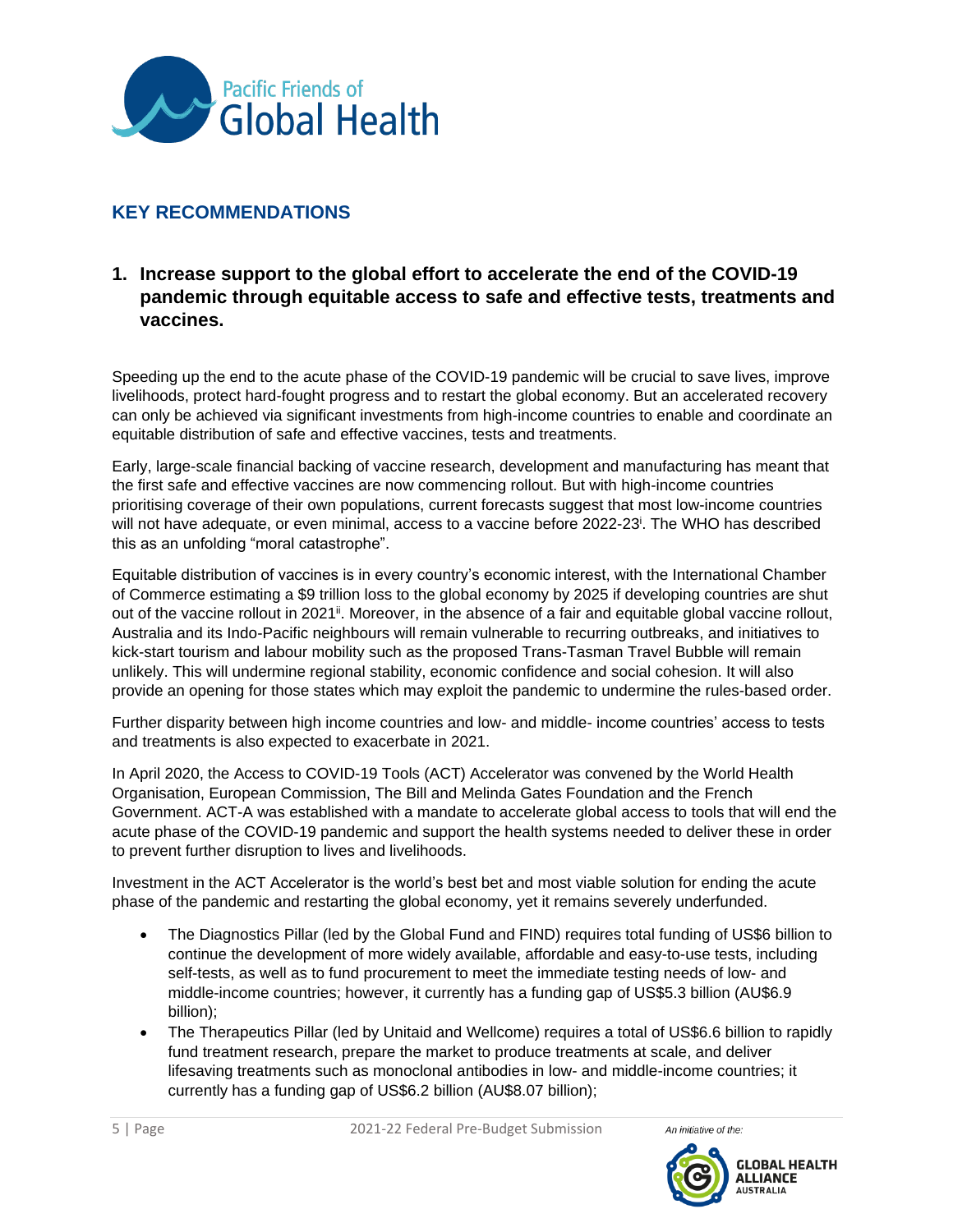## KEY RECOMMENDATIONS

### 1. Increase support to the global effort to accelerate the end of the COVID-19 pandemic through equitable access to safe and effective tests, treatments and vaccines.

Speeding up the end to the acute phase of the COVID-19 pandemic will be crucial to save lives, improve livelihoods, protect hard-fought progress and to restart the global economy. But an accelerated recovery can only be achieved via significant investments from high-income countries to enable and coordinate an equitable distribution of safe and effective vaccines, tests and treatments.

Early, large-scale financial backing of vaccine research, development and manufacturing has meant that the first safe and effective vaccines are now commencing rollout. But with high-income countries prioritising coverage of their own populations, current forecasts suggest that most low-income countries will not have adequate, or even minimal, access to a vaccine before 2022-23[i]. The WHO has described this as an unfolding "moral catastrophe".

Equitable distribution of vaccines is in every country's economic interest, with the International Chamber of Commerce estimating a $9 trillion loss to the global economy by 2025 if developing countries are shut out of the vaccine rollout in 2021[ii]. Moreover, in the absence of a fair and equitable global vaccine rollout, Australia and its Indo-Pacific neighbours will remain vulnerable to recurring outbreaks, and initiatives to kick-start tourism and labour mobility such as the proposed Trans-Tasman Travel Bubble will remain unlikely. This will undermine regional stability, economic confidence and social cohesion. It will also provide an opening for those states which may exploit the pandemic to undermine the rules-based order.

Further disparity between high income countries and low- and middle- income countries' access to tests and treatments is also expected to exacerbate in 2021.

In April 2020, the Access to COVID-19 Tools (ACT) Accelerator was convened by the World Health Organisation, European Commission, The Bill and Melinda Gates Foundation and the French Government. ACT-A was established with a mandate to accelerate global access to tools that will end the acute phase of the COVID-19 pandemic and support the health systems needed to deliver these in order to prevent further disruption to lives and livelihoods.

Investment in the ACT Accelerator is the world's best bet and most viable solution for ending the acute phase of the pandemic and restarting the global economy, yet it remains severely underfunded.

- The Diagnostics Pillar (led by the Global Fund and FIND) requires total funding of US$6 billion to continue the development of more widely available, affordable and easy-to-use tests, including self-tests, as well as to fund procurement to meet the immediate testing needs of low- and middle-income countries; however, it currently has a funding gap of US$5.3 billion (AU$6.9 billion);
- The Therapeutics Pillar (led by Unitaid and Wellcome) requires a total of US$6.6 billion to rapidly fund treatment research, prepare the market to produce treatments at scale, and deliver lifesaving treatments such as monoclonal antibodies in low- and middle-income countries; it currently has a funding gap of US$6.2 billion (AU$8.07 billion);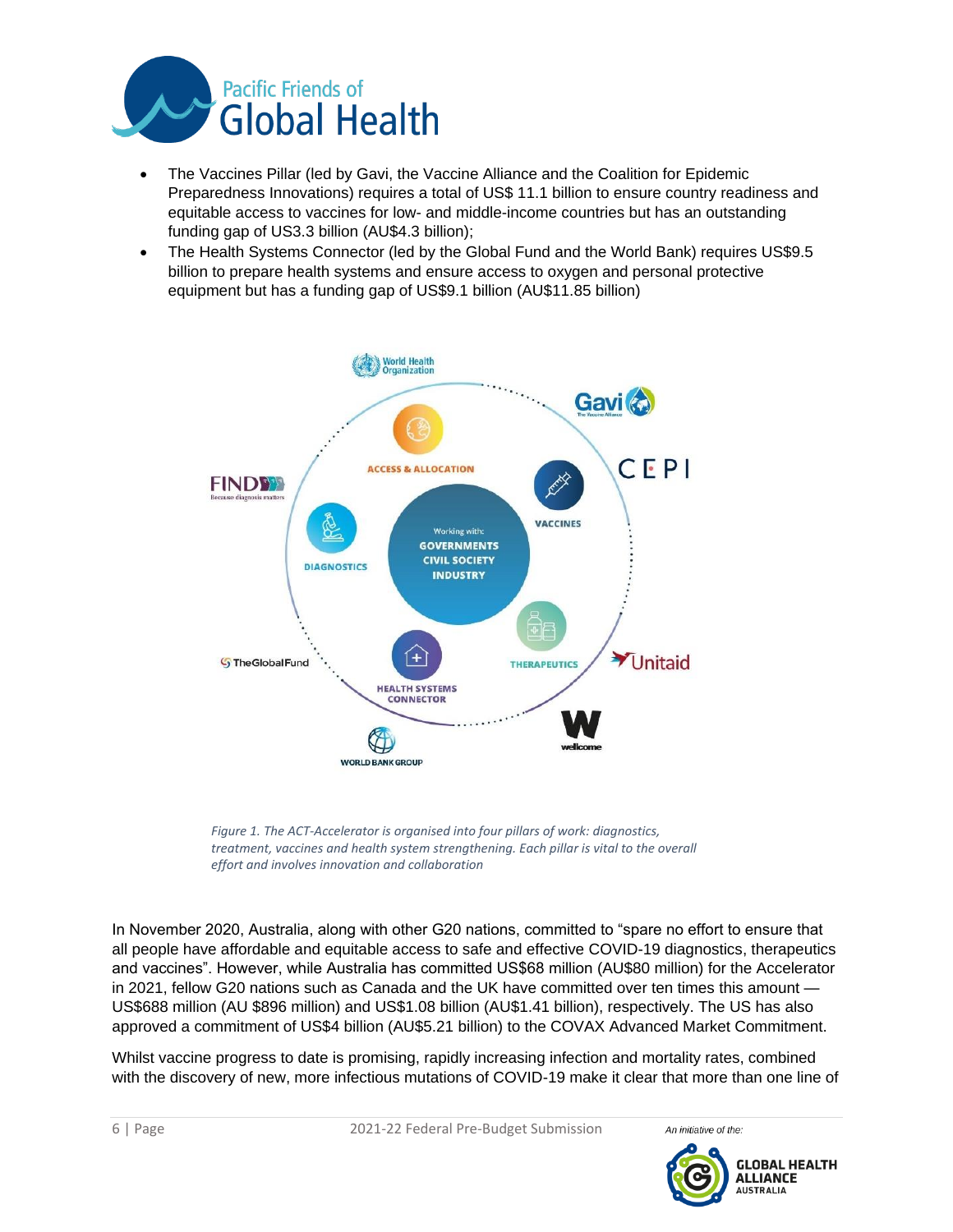- The Vaccines Pillar (led by Gavi, the Vaccine Alliance and the Coalition for Epidemic Preparedness Innovations) requires a total of US$ 11.1 billion to ensure country readiness and equitable access to vaccines for low- and middle-income countries but has an outstanding funding gap of US3.3 billion (AU$4.3 billion);
- The Health Systems Connector (led by the Global Fund and the World Bank) requires US$9.5 billion to prepare health systems and ensure access to oxygen and personal protective equipment but has a funding gap of US$9.1 billion (AU$11.85 billion)

*Figure 1. The ACT-Accelerator is organised into four pillars of work: diagnostics, treatment, vaccines and health system strengthening. Each pillar is vital to the overall effort and involves innovation and collaboration*

In November 2020, Australia, along with other G20 nations, committed to "spare no effort to ensure that all people have affordable and equitable access to safe and effective COVID-19 diagnostics, therapeutics and vaccines". However, while Australia has committed US$68 million (AU$80 million) for the Accelerator in 2021, fellow G20 nations such as Canada and the UK have committed over ten times this amount — US$688 million (AU $896 million) and US$1.08 billion (AU$1.41 billion), respectively. The US has also approved a commitment of US$4 billion (AU$5.21 billion) to the COVAX Advanced Market Commitment.

Whilst vaccine progress to date is promising, rapidly increasing infection and mortality rates, combined with the discovery of new, more infectious mutations of COVID-19 make it clear that more than one line of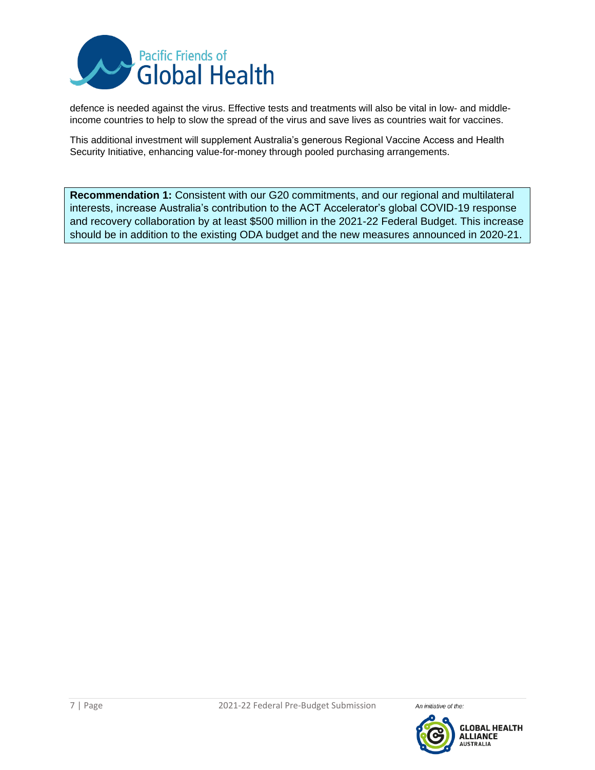defence is needed against the virus. Effective tests and treatments will also be vital in low- and middle-income countries to help to slow the spread of the virus and save lives as countries wait for vaccines.

This additional investment will supplement Australia's generous Regional Vaccine Access and Health Security Initiative, enhancing value-for-money through pooled purchasing arrangements.

**Recommendation 1:** Consistent with our G20 commitments, and our regional and multilateral interests, increase Australia's contribution to the ACT Accelerator's global COVID-19 response and recovery collaboration by at least $500 million in the 2021-22 Federal Budget. This increase should be in addition to the existing ODA budget and the new measures announced in 2020-21.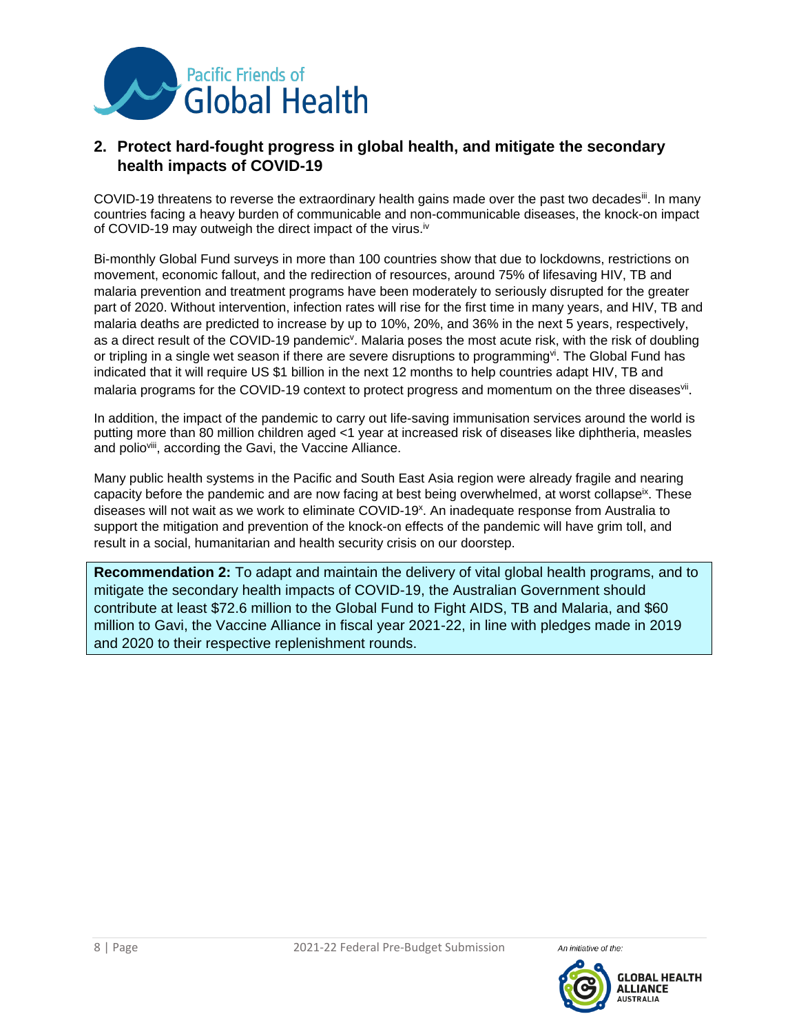## 2. Protect hard-fought progress in global health, and mitigate the secondary health impacts of COVID-19

COVID-19 threatens to reverse the extraordinary health gains made over the past two decades[iii]. In many countries facing a heavy burden of communicable and non-communicable diseases, the knock-on impact of COVID-19 may outweigh the direct impact of the virus.[iv]

Bi-monthly Global Fund surveys in more than 100 countries show that due to lockdowns, restrictions on movement, economic fallout, and the redirection of resources, around 75% of lifesaving HIV, TB and malaria prevention and treatment programs have been moderately to seriously disrupted for the greater part of 2020. Without intervention, infection rates will rise for the first time in many years, and HIV, TB and malaria deaths are predicted to increase by up to 10%, 20%, and 36% in the next 5 years, respectively, as a direct result of the COVID-19 pandemic[v]. Malaria poses the most acute risk, with the risk of doubling or tripling in a single wet season if there are severe disruptions to programming[vi]. The Global Fund has indicated that it will require US $1 billion in the next 12 months to help countries adapt HIV, TB and malaria programs for the COVID-19 context to protect progress and momentum on the three diseases[vii].

In addition, the impact of the pandemic to carry out life-saving immunisation services around the world is putting more than 80 million children aged <1 year at increased risk of diseases like diphtheria, measles and polio[viii], according the Gavi, the Vaccine Alliance.

Many public health systems in the Pacific and South East Asia region were already fragile and nearing capacity before the pandemic and are now facing at best being overwhelmed, at worst collapse[ix]. These diseases will not wait as we work to eliminate COVID-19[x]. An inadequate response from Australia to support the mitigation and prevention of the knock-on effects of the pandemic will have grim toll, and result in a social, humanitarian and health security crisis on our doorstep.

**Recommendation 2:** To adapt and maintain the delivery of vital global health programs, and to mitigate the secondary health impacts of COVID-19, the Australian Government should contribute at least $72.6 million to the Global Fund to Fight AIDS, TB and Malaria, and $60 million to Gavi, the Vaccine Alliance in fiscal year 2021-22, in line with pledges made in 2019 and 2020 to their respective replenishment rounds.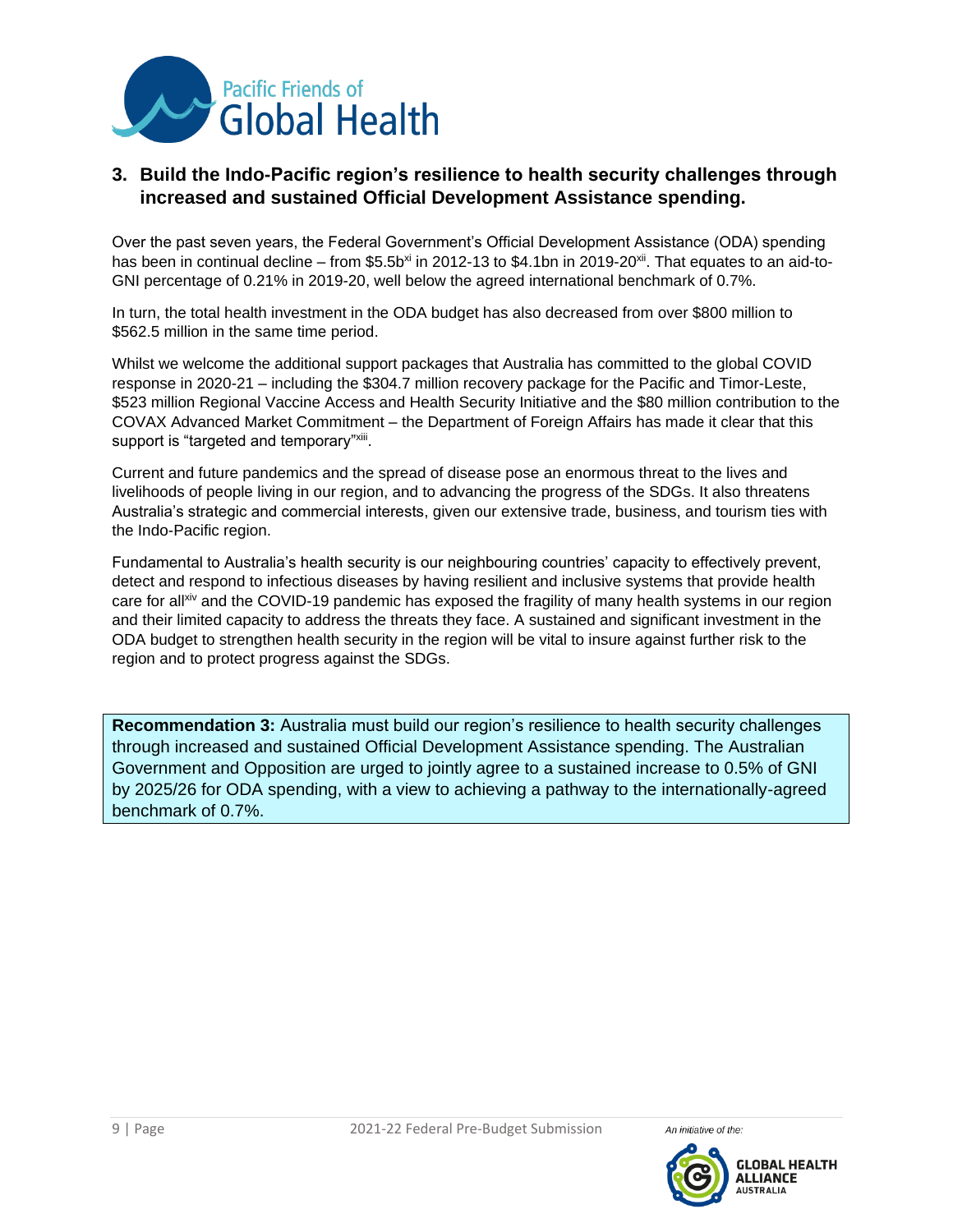## 3. Build the Indo-Pacific region's resilience to health security challenges through increased and sustained Official Development Assistance spending.

Over the past seven years, the Federal Government's Official Development Assistance (ODA) spending has been in continual decline – from $5.5b[xi] in 2012-13 to $4.1bn in 2019-20[xii]. That equates to an aid-to-GNI percentage of 0.21% in 2019-20, well below the agreed international benchmark of 0.7%.

In turn, the total health investment in the ODA budget has also decreased from over $800 million to $562.5 million in the same time period.

Whilst we welcome the additional support packages that Australia has committed to the global COVID response in 2020-21 – including the $304.7 million recovery package for the Pacific and Timor-Leste, $523 million Regional Vaccine Access and Health Security Initiative and the $80 million contribution to the COVAX Advanced Market Commitment – the Department of Foreign Affairs has made it clear that this support is "targeted and temporary"[xiii].

Current and future pandemics and the spread of disease pose an enormous threat to the lives and livelihoods of people living in our region, and to advancing the progress of the SDGs. It also threatens Australia's strategic and commercial interests, given our extensive trade, business, and tourism ties with the Indo-Pacific region.

Fundamental to Australia's health security is our neighbouring countries' capacity to effectively prevent, detect and respond to infectious diseases by having resilient and inclusive systems that provide health care for all[xiv] and the COVID-19 pandemic has exposed the fragility of many health systems in our region and their limited capacity to address the threats they face. A sustained and significant investment in the ODA budget to strengthen health security in the region will be vital to insure against further risk to the region and to protect progress against the SDGs.

**Recommendation 3:** Australia must build our region's resilience to health security challenges through increased and sustained Official Development Assistance spending. The Australian Government and Opposition are urged to jointly agree to a sustained increase to 0.5% of GNI by 2025/26 for ODA spending, with a view to achieving a pathway to the internationally-agreed benchmark of 0.7%.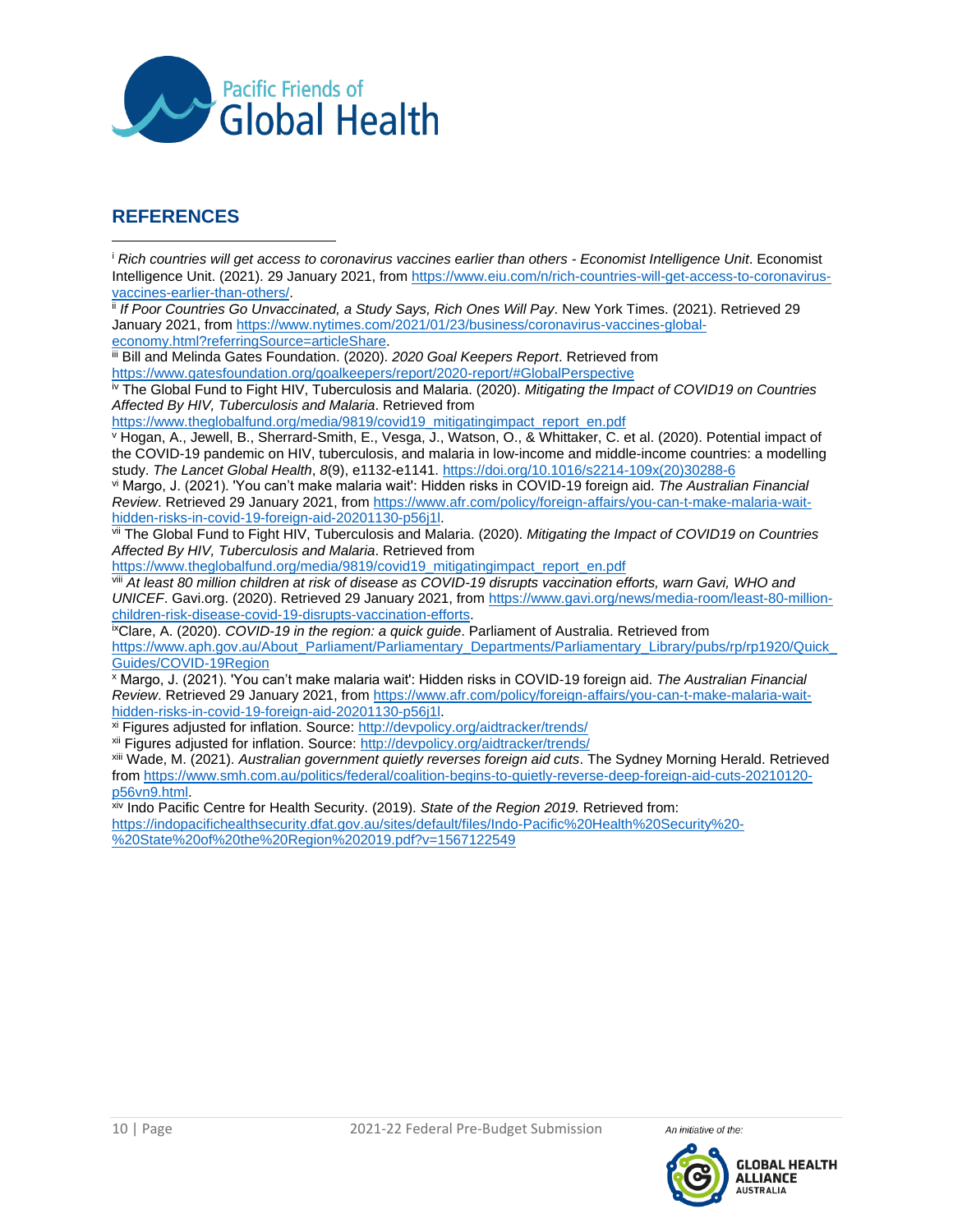## REFERENCES

[i] *Rich countries will get access to coronavirus vaccines earlier than others - Economist Intelligence Unit*. Economist Intelligence Unit. (2021). 29 January 2021, from https://www.eiu.com/n/rich-countries-will-get-access-to-coronavirus-vaccines-earlier-than-others/.

[ii] *If Poor Countries Go Unvaccinated, a Study Says, Rich Ones Will Pay*. New York Times. (2021). Retrieved 29 January 2021, from https://www.nytimes.com/2021/01/23/business/coronavirus-vaccines-global-economy.html?referringSource=articleShare.

[iii] Bill and Melinda Gates Foundation. (2020). *2020 Goal Keepers Report*. Retrieved from https://www.gatesfoundation.org/goalkeepers/report/2020-report/#GlobalPerspective

[iv] The Global Fund to Fight HIV, Tuberculosis and Malaria. (2020). *Mitigating the Impact of COVID19 on Countries Affected By HIV, Tuberculosis and Malaria*. Retrieved from https://www.theglobalfund.org/media/9819/covid19_mitigatingimpact_report_en.pdf

[v] Hogan, A., Jewell, B., Sherrard-Smith, E., Vesga, J., Watson, O., & Whittaker, C. et al. (2020). Potential impact of the COVID-19 pandemic on HIV, tuberculosis, and malaria in low-income and middle-income countries: a modelling study. *The Lancet Global Health*, *8*(9), e1132-e1141. https://doi.org/10.1016/s2214-109x(20)30288-6

[vi] Margo, J. (2021). 'You can't make malaria wait': Hidden risks in COVID-19 foreign aid. *The Australian Financial Review*. Retrieved 29 January 2021, from https://www.afr.com/policy/foreign-affairs/you-can-t-make-malaria-wait-hidden-risks-in-covid-19-foreign-aid-20201130-p56j1l.

[vii] The Global Fund to Fight HIV, Tuberculosis and Malaria. (2020). *Mitigating the Impact of COVID19 on Countries Affected By HIV, Tuberculosis and Malaria*. Retrieved from https://www.theglobalfund.org/media/9819/covid19_mitigatingimpact_report_en.pdf

[viii] *At least 80 million children at risk of disease as COVID-19 disrupts vaccination efforts, warn Gavi, WHO and UNICEF*. Gavi.org. (2020). Retrieved 29 January 2021, from https://www.gavi.org/news/media-room/least-80-million-children-risk-disease-covid-19-disrupts-vaccination-efforts.

[ix] Clare, A. (2020). *COVID-19 in the region: a quick guide*. Parliament of Australia. Retrieved from https://www.aph.gov.au/About_Parliament/Parliamentary_Departments/Parliamentary_Library/pubs/rp/rp1920/Quick_Guides/COVID-19Region

[x] Margo, J. (2021). 'You can't make malaria wait': Hidden risks in COVID-19 foreign aid. *The Australian Financial Review*. Retrieved 29 January 2021, from https://www.afr.com/policy/foreign-affairs/you-can-t-make-malaria-wait-hidden-risks-in-covid-19-foreign-aid-20201130-p56j1l.

[xi] Figures adjusted for inflation. Source: http://devpolicy.org/aidtracker/trends/

[xii] Figures adjusted for inflation. Source: http://devpolicy.org/aidtracker/trends/

[xiii] Wade, M. (2021). *Australian government quietly reverses foreign aid cuts*. The Sydney Morning Herald. Retrieved from https://www.smh.com.au/politics/federal/coalition-begins-to-quietly-reverse-deep-foreign-aid-cuts-20210120-p56vn9.html.

[xiv] Indo Pacific Centre for Health Security. (2019). *State of the Region 2019.* Retrieved from: https://indopacifichealthsecurity.dfat.gov.au/sites/default/files/Indo-Pacific%20Health%20Security%20-%20State%20of%20the%20Region%202019.pdf?v=1567122549